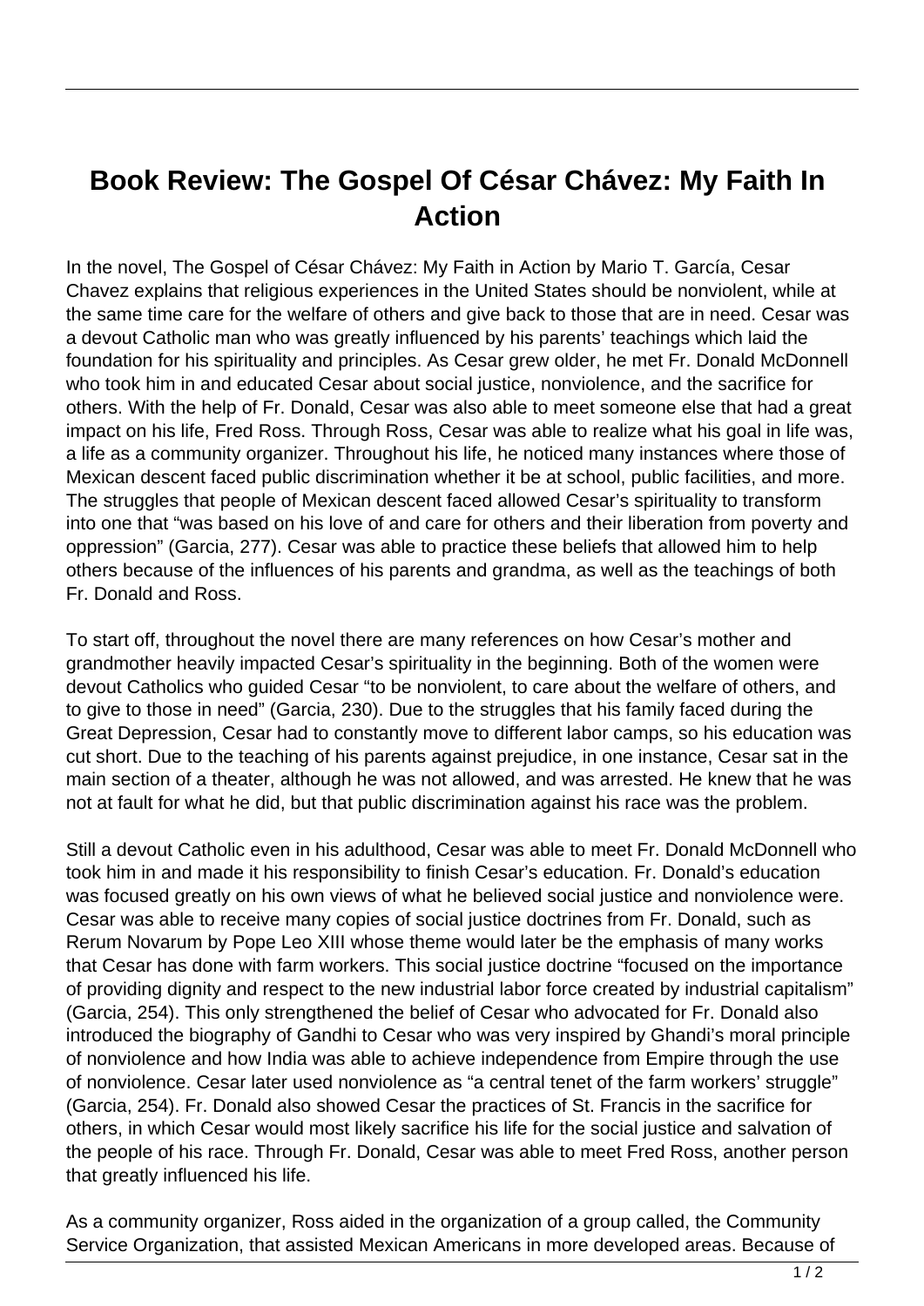# Book Review: The Gospel Of César Chávez: My Faith In Action

In the novel, The Gospel of César Chávez: My Faith in Action by Mario T. García, Cesar Chavez explains that religious experiences in the United States should be nonviolent, while at the same time care for the welfare of others and give back to those that are in need. Cesar was a devout Catholic man who was greatly influenced by his parents' teachings which laid the foundation for his spirituality and principles. As Cesar grew older, he met Fr. Donald McDonnell who took him in and educated Cesar about social justice, nonviolence, and the sacrifice for others. With the help of Fr. Donald, Cesar was also able to meet someone else that had a great impact on his life, Fred Ross. Through Ross, Cesar was able to realize what his goal in life was, a life as a community organizer. Throughout his life, he noticed many instances where those of Mexican descent faced public discrimination whether it be at school, public facilities, and more. The struggles that people of Mexican descent faced allowed Cesar's spirituality to transform into one that "was based on his love of and care for others and their liberation from poverty and oppression" (Garcia, 277). Cesar was able to practice these beliefs that allowed him to help others because of the influences of his parents and grandma, as well as the teachings of both Fr. Donald and Ross.

To start off, throughout the novel there are many references on how Cesar's mother and grandmother heavily impacted Cesar's spirituality in the beginning. Both of the women were devout Catholics who guided Cesar "to be nonviolent, to care about the welfare of others, and to give to those in need" (Garcia, 230). Due to the struggles that his family faced during the Great Depression, Cesar had to constantly move to different labor camps, so his education was cut short. Due to the teaching of his parents against prejudice, in one instance, Cesar sat in the main section of a theater, although he was not allowed, and was arrested. He knew that he was not at fault for what he did, but that public discrimination against his race was the problem.

Still a devout Catholic even in his adulthood, Cesar was able to meet Fr. Donald McDonnell who took him in and made it his responsibility to finish Cesar's education. Fr. Donald's education was focused greatly on his own views of what he believed social justice and nonviolence were. Cesar was able to receive many copies of social justice doctrines from Fr. Donald, such as Rerum Novarum by Pope Leo XIII whose theme would later be the emphasis of many works that Cesar has done with farm workers. This social justice doctrine "focused on the importance of providing dignity and respect to the new industrial labor force created by industrial capitalism" (Garcia, 254). This only strengthened the belief of Cesar who advocated for Fr. Donald also introduced the biography of Gandhi to Cesar who was very inspired by Ghandi's moral principle of nonviolence and how India was able to achieve independence from Empire through the use of nonviolence. Cesar later used nonviolence as "a central tenet of the farm workers' struggle" (Garcia, 254). Fr. Donald also showed Cesar the practices of St. Francis in the sacrifice for others, in which Cesar would most likely sacrifice his life for the social justice and salvation of the people of his race. Through Fr. Donald, Cesar was able to meet Fred Ross, another person that greatly influenced his life.

As a community organizer, Ross aided in the organization of a group called, the Community Service Organization, that assisted Mexican Americans in more developed areas. Because of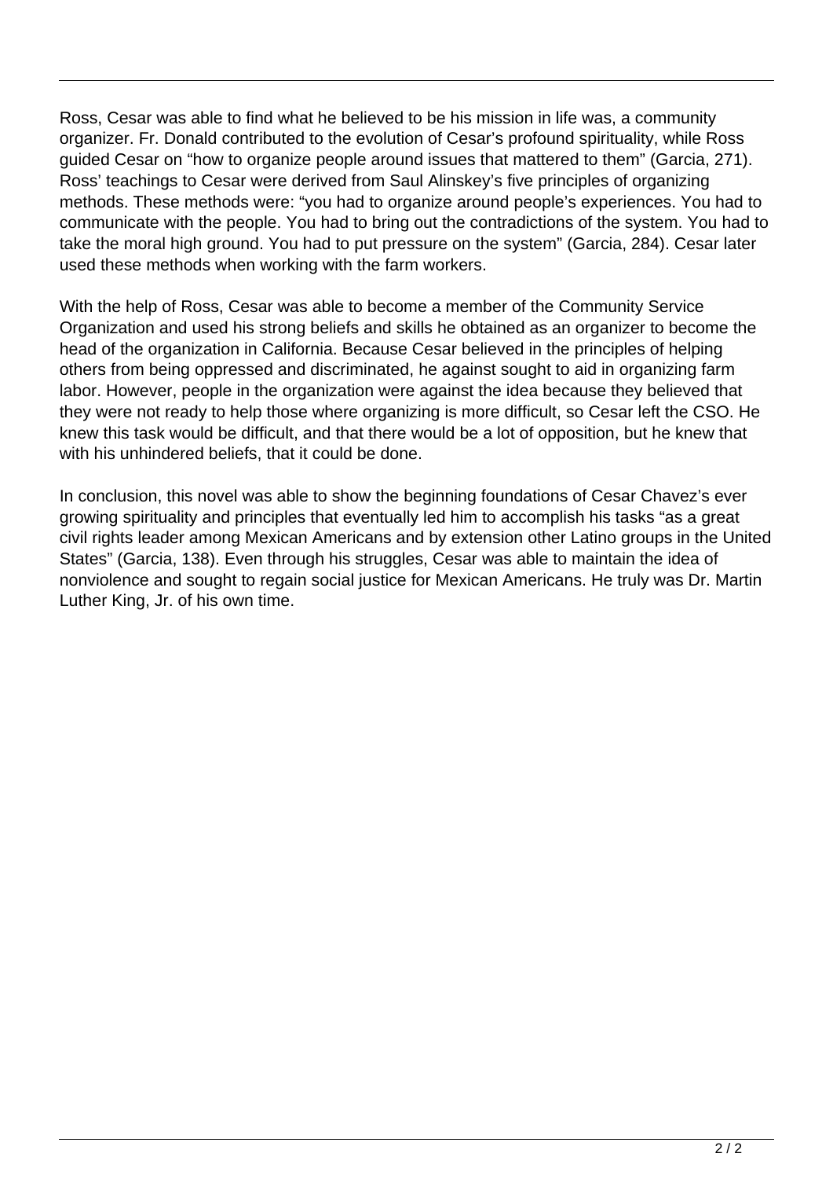Ross, Cesar was able to find what he believed to be his mission in life was, a community organizer. Fr. Donald contributed to the evolution of Cesar's profound spirituality, while Ross guided Cesar on "how to organize people around issues that mattered to them" (Garcia, 271). Ross' teachings to Cesar were derived from Saul Alinskey's five principles of organizing methods. These methods were: "you had to organize around people's experiences. You had to communicate with the people. You had to bring out the contradictions of the system. You had to take the moral high ground. You had to put pressure on the system" (Garcia, 284). Cesar later used these methods when working with the farm workers.

With the help of Ross, Cesar was able to become a member of the Community Service Organization and used his strong beliefs and skills he obtained as an organizer to become the head of the organization in California. Because Cesar believed in the principles of helping others from being oppressed and discriminated, he against sought to aid in organizing farm labor. However, people in the organization were against the idea because they believed that they were not ready to help those where organizing is more difficult, so Cesar left the CSO. He knew this task would be difficult, and that there would be a lot of opposition, but he knew that with his unhindered beliefs, that it could be done.

In conclusion, this novel was able to show the beginning foundations of Cesar Chavez's ever growing spirituality and principles that eventually led him to accomplish his tasks "as a great civil rights leader among Mexican Americans and by extension other Latino groups in the United States" (Garcia, 138). Even through his struggles, Cesar was able to maintain the idea of nonviolence and sought to regain social justice for Mexican Americans. He truly was Dr. Martin Luther King, Jr. of his own time.